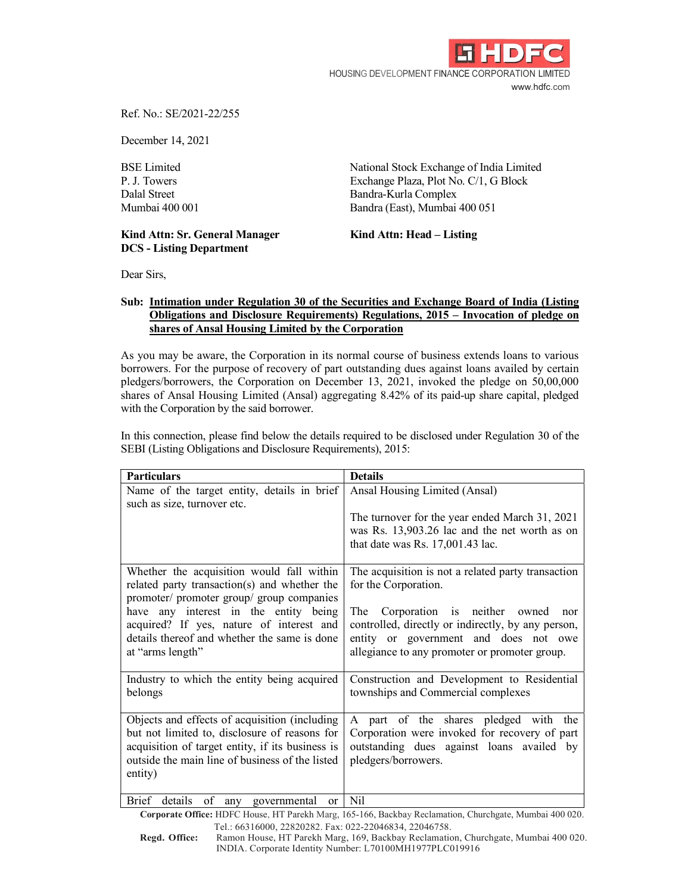HDFC
HOUSING DEVELOPMENT FINANCE CORPORATION LIMITED
www.hdfc.com

Ref. No.: SE/2021-22/255

December 14, 2021

BSE Limited
P. J. Towers
Dalal Street
Mumbai 400 001

**Kind Attn: Sr. General Manager**
**DCS - Listing Department**

National Stock Exchange of India Limited
Exchange Plaza, Plot No. C/1, G Block
Bandra-Kurla Complex
Bandra (East), Mumbai 400 051

**Kind Attn: Head – Listing**

Dear Sirs,

**Sub: Intimation under Regulation 30 of the Securities and Exchange Board of India (Listing Obligations and Disclosure Requirements) Regulations, 2015 – Invocation of pledge on shares of Ansal Housing Limited by the Corporation**

As you may be aware, the Corporation in its normal course of business extends loans to various borrowers. For the purpose of recovery of part outstanding dues against loans availed by certain pledgers/borrowers, the Corporation on December 13, 2021, invoked the pledge on 50,00,000 shares of Ansal Housing Limited (Ansal) aggregating 8.42% of its paid-up share capital, pledged with the Corporation by the said borrower.

In this connection, please find below the details required to be disclosed under Regulation 30 of the SEBI (Listing Obligations and Disclosure Requirements), 2015:

| Particulars | Details |
|---|---|
| Name of the target entity, details in brief such as size, turnover etc. | Ansal Housing Limited (Ansal)<br><br>The turnover for the year ended March 31, 2021 was Rs. 13,903.26 lac and the net worth as on that date was Rs. 17,001.43 lac. |
| Whether the acquisition would fall within related party transaction(s) and whether the promoter/ promoter group/ group companies have any interest in the entity being acquired? If yes, nature of interest and details thereof and whether the same is done at "arms length" | The acquisition is not a related party transaction for the Corporation.<br><br>The Corporation is neither owned nor controlled, directly or indirectly, by any person, entity or government and does not owe allegiance to any promoter or promoter group. |
| Industry to which the entity being acquired belongs | Construction and Development to Residential townships and Commercial complexes |
| Objects and effects of acquisition (including but not limited to, disclosure of reasons for acquisition of target entity, if its business is outside the main line of business of the listed entity) | A part of the shares pledged with the Corporation were invoked for recovery of part outstanding dues against loans availed by pledgers/borrowers. |
| Brief details of any governmental or | Nil |

**Corporate Office:** HDFC House, HT Parekh Marg, 165-166, Backbay Reclamation, Churchgate, Mumbai 400 020. Tel.: 66316000, 22820282. Fax: 022-22046834, 22046758.
**Regd. Office:** Ramon House, HT Parekh Marg, 169, Backbay Reclamation, Churchgate, Mumbai 400 020. INDIA. Corporate Identity Number: L70100MH1977PLC019916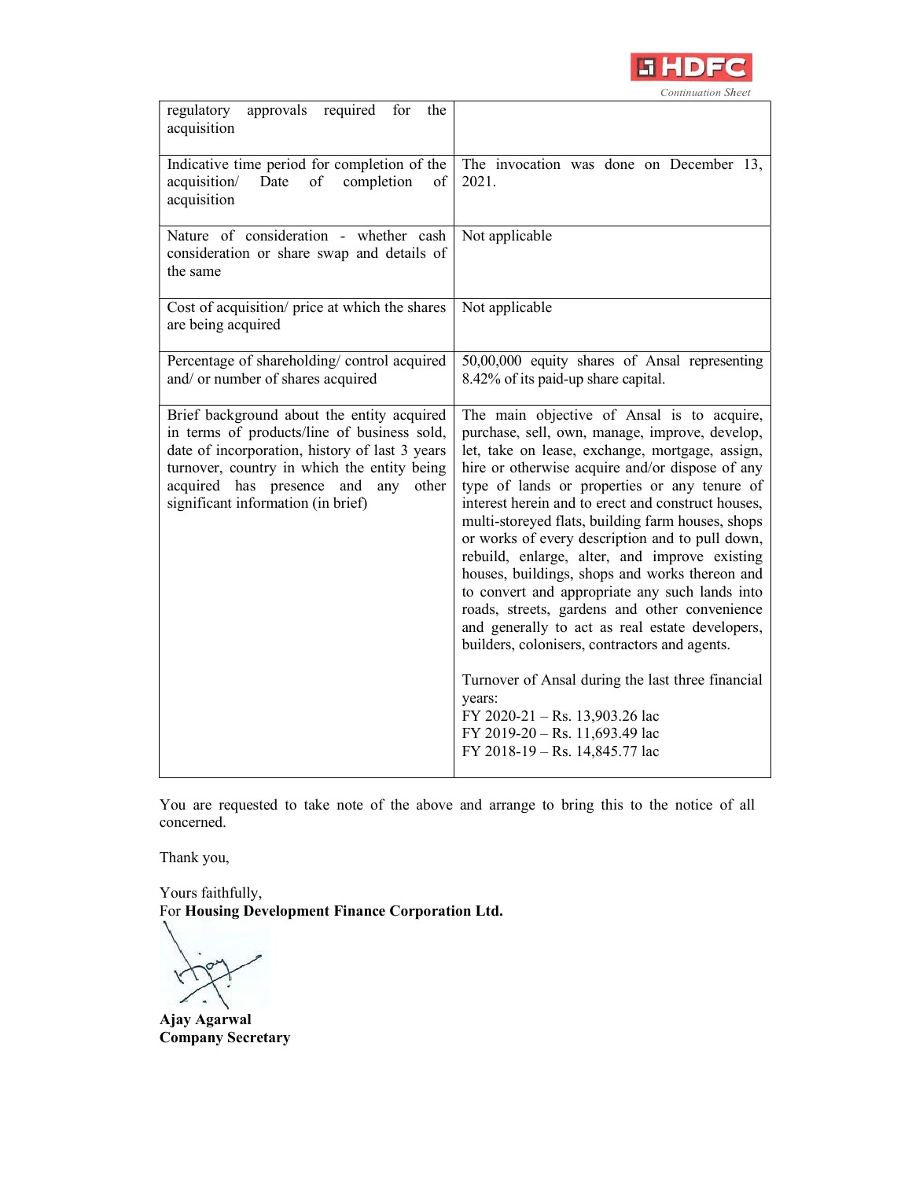| | |
|---|---|
| regulatory approvals required for the acquisition | |
| Indicative time period for completion of the acquisition/ Date of completion of acquisition | The invocation was done on December 13, 2021. |
| Nature of consideration - whether cash consideration or share swap and details of the same | Not applicable |
| Cost of acquisition/ price at which the shares are being acquired | Not applicable |
| Percentage of shareholding/ control acquired and/ or number of shares acquired | 50,00,000 equity shares of Ansal representing 8.42% of its paid-up share capital. |
| Brief background about the entity acquired in terms of products/line of business sold, date of incorporation, history of last 3 years turnover, country in which the entity being acquired has presence and any other significant information (in brief) | The main objective of Ansal is to acquire, purchase, sell, own, manage, improve, develop, let, take on lease, exchange, mortgage, assign, hire or otherwise acquire and/or dispose of any type of lands or properties or any tenure of interest herein and to erect and construct houses, multi-storeyed flats, building farm houses, shops or works of every description and to pull down, rebuild, enlarge, alter, and improve existing houses, buildings, shops and works thereon and to convert and appropriate any such lands into roads, streets, gardens and other convenience and generally to act as real estate developers, builders, colonisers, contractors and agents.<br><br>Turnover of Ansal during the last three financial years:<br>FY 2020-21 – Rs. 13,903.26 lac<br>FY 2019-20 – Rs. 11,693.49 lac<br>FY 2018-19 – Rs. 14,845.77 lac |

You are requested to take note of the above and arrange to bring this to the notice of all concerned.

Thank you,

Yours faithfully,
For **Housing Development Finance Corporation Ltd.**

**Ajay Agarwal**
**Company Secretary**